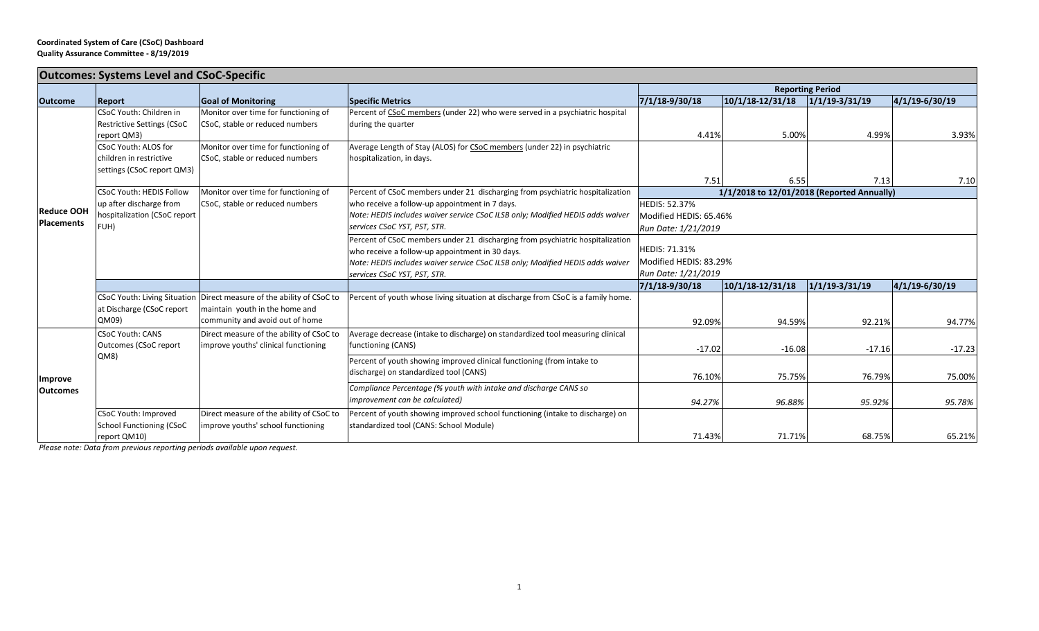**Coordinated System of Care (CSoC) Dashboard**
**Quality Assurance Committee - 8/19/2019**

## Outcomes: Systems Level and CSoC-Specific

| Outcome | Report | Goal of Monitoring | Specific Metrics | Reporting Period | | | |
|---|---|---|---|---|---|---|---|
| | | | | 7/1/18-9/30/18 | 10/1/18-12/31/18 | 1/1/19-3/31/19 | 4/1/19-6/30/19 |
| Reduce OOH Placements | CSoC Youth: Children in Restrictive Settings (CSoC report QM3) | Monitor over time for functioning of CSoC, stable or reduced numbers | Percent of CSoC members (under 22) who were served in a psychiatric hospital during the quarter | 4.41% | 5.00% | 4.99% | 3.93% |
| | CSoC Youth: ALOS for children in restrictive settings (CSoC report QM3) | Monitor over time for functioning of CSoC, stable or reduced numbers | Average Length of Stay (ALOS) for CSoC members (under 22) in psychiatric hospitalization, in days. | 7.51 | 6.55 | 7.13 | 7.10 |
| | | | | 1/1/2018 to 12/01/2018 (Reported Annually) | | | |
| | CSoC Youth: HEDIS Follow up after discharge from hospitalization (CSoC report FUH) | Monitor over time for functioning of CSoC, stable or reduced numbers | Percent of CSoC members under 21 discharging from psychiatric hospitalization who receive a follow-up appointment in 7 days. *Note: HEDIS includes waiver service CSoC ILSB only; Modified HEDIS adds waiver services CSoC YST, PST, STR.* | HEDIS: 52.37% Modified HEDIS: 65.46% *Run Date: 1/21/2019* | | | |
| | | | Percent of CSoC members under 21 discharging from psychiatric hospitalization who receive a follow-up appointment in 30 days. *Note: HEDIS includes waiver service CSoC ILSB only; Modified HEDIS adds waiver services CSoC YST, PST, STR.* | HEDIS: 71.31% Modified HEDIS: 83.29% *Run Date: 1/21/2019* | | | |
| | | | | 7/1/18-9/30/18 | 10/1/18-12/31/18 | 1/1/19-3/31/19 | 4/1/19-6/30/19 |
| | CSoC Youth: Living Situation at Discharge (CSoC report QM09) | Direct measure of the ability of CSoC to maintain youth in the home and community and avoid out of home | Percent of youth whose living situation at discharge from CSoC is a family home. | 92.09% | 94.59% | 92.21% | 94.77% |
| Improve Outcomes | CSoC Youth: CANS Outcomes (CSoC report QM8) | Direct measure of the ability of CSoC to improve youths' clinical functioning | Average decrease (intake to discharge) on standardized tool measuring clinical functioning (CANS) | -17.02 | -16.08 | -17.16 | -17.23 |
| | | | Percent of youth showing improved clinical functioning (from intake to discharge) on standardized tool (CANS) | 76.10% | 75.75% | 76.79% | 75.00% |
| | | | *Compliance Percentage (% youth with intake and discharge CANS so improvement can be calculated)* | *94.27%* | *96.88%* | *95.92%* | *95.78%* |
| | CSoC Youth: Improved School Functioning (CSoC report QM10) | Direct measure of the ability of CSoC to improve youths' school functioning | Percent of youth showing improved school functioning (intake to discharge) on standardized tool (CANS: School Module) | 71.43% | 71.71% | 68.75% | 65.21% |

*Please note: Data from previous reporting periods available upon request.*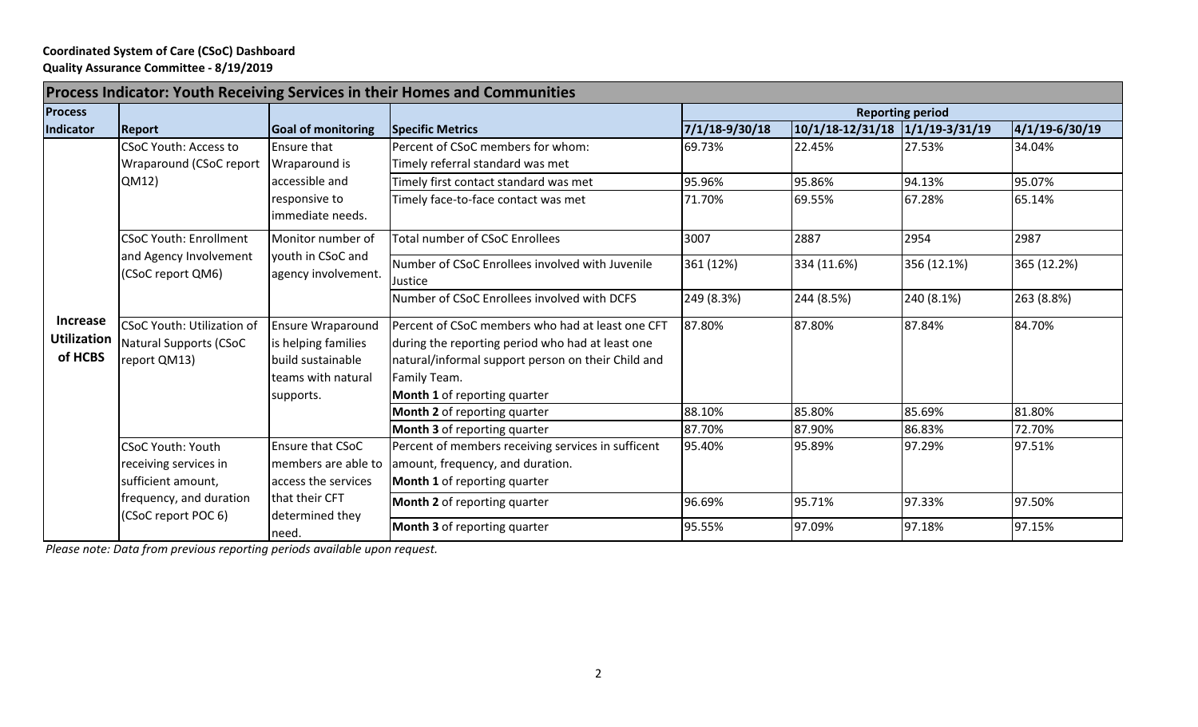**Coordinated System of Care (CSoC) Dashboard**
**Quality Assurance Committee - 8/19/2019**

| Process Indicator: Youth Receiving Services in their Homes and Communities | | | | | | | |
|---|---|---|---|---|---|---|---|
| **Process Indicator** | **Report** | **Goal of monitoring** | **Specific Metrics** | **Reporting period** | | | |
| | | | | **7/1/18-9/30/18** | **10/1/18-12/31/18** | **1/1/19-3/31/19** | **4/1/19-6/30/19** |
| **Increase Utilization of HCBS** | CSoC Youth: Access to Wraparound (CSoC report QM12) | Ensure that Wraparound is accessible and responsive to immediate needs. | Percent of CSoC members for whom: Timely referral standard was met | 69.73% | 22.45% | 27.53% | 34.04% |
| | | | Timely first contact standard was met | 95.96% | 95.86% | 94.13% | 95.07% |
| | | | Timely face-to-face contact was met | 71.70% | 69.55% | 67.28% | 65.14% |
| | CSoC Youth: Enrollment and Agency Involvement (CSoC report QM6) | Monitor number of youth in CSoC and agency involvement. | Total number of CSoC Enrollees | 3007 | 2887 | 2954 | 2987 |
| | | | Number of CSoC Enrollees involved with Juvenile Justice | 361 (12%) | 334 (11.6%) | 356 (12.1%) | 365 (12.2%) |
| | | | Number of CSoC Enrollees involved with DCFS | 249 (8.3%) | 244 (8.5%) | 240 (8.1%) | 263 (8.8%) |
| | CSoC Youth: Utilization of Natural Supports (CSoC report QM13) | Ensure Wraparound is helping families build sustainable teams with natural supports. | Percent of CSoC members who had at least one CFT during the reporting period who had at least one natural/informal support person on their Child and Family Team. **Month 1** of reporting quarter | 87.80% | 87.80% | 87.84% | 84.70% |
| | | | **Month 2** of reporting quarter | 88.10% | 85.80% | 85.69% | 81.80% |
| | | | **Month 3** of reporting quarter | 87.70% | 87.90% | 86.83% | 72.70% |
| | CSoC Youth: Youth receiving services in sufficient amount, frequency, and duration (CSoC report POC 6) | Ensure that CSoC members are able to access the services that their CFT determined they need. | Percent of members receiving services in sufficent amount, frequency, and duration. **Month 1** of reporting quarter | 95.40% | 95.89% | 97.29% | 97.51% |
| | | | **Month 2** of reporting quarter | 96.69% | 95.71% | 97.33% | 97.50% |
| | | | **Month 3** of reporting quarter | 95.55% | 97.09% | 97.18% | 97.15% |

*Please note: Data from previous reporting periods available upon request.*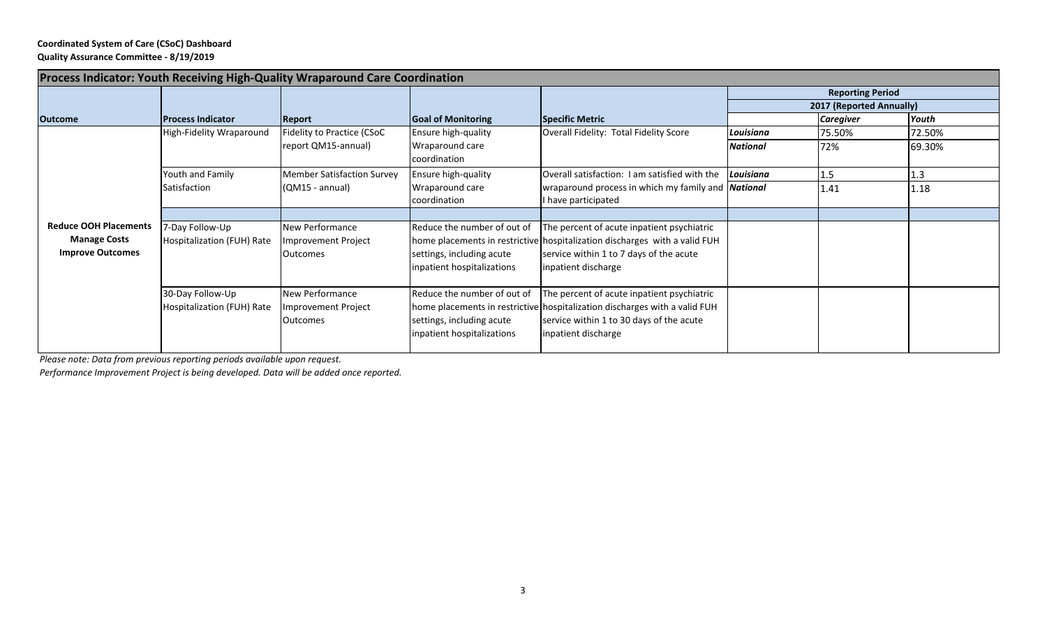**Coordinated System of Care (CSoC) Dashboard**
**Quality Assurance Committee - 8/19/2019**

| Process Indicator: Youth Receiving High-Quality Wraparound Care Coordination | | | | | | | |
|---|---|---|---|---|---|---|---|
| | | | | | Reporting Period | | |
| | | | | | 2017 (Reported Annually) | | |
| **Outcome** | **Process Indicator** | **Report** | **Goal of Monitoring** | **Specific Metric** | | *Caregiver* | *Youth* |
| **Reduce OOH Placements Manage Costs Improve Outcomes** | High-Fidelity Wraparound | Fidelity to Practice (CSoC report QM15-annual) | Ensure high-quality Wraparound care coordination | Overall Fidelity: Total Fidelity Score | *Louisiana* | 75.50% | 72.50% |
| | | | | | *National* | 72% | 69.30% |
| | Youth and Family Satisfaction | Member Satisfaction Survey (QM15 - annual) | Ensure high-quality Wraparound care coordination | Overall satisfaction: I am satisfied with the wraparound process in which my family and I have participated | *Louisiana* | 1.5 | 1.3 |
| | | | | | *National* | 1.41 | 1.18 |
| | | | | | | | |
| | 7-Day Follow-Up Hospitalization (FUH) Rate | New Performance Improvement Project Outcomes | Reduce the number of out of home placements in restrictive settings, including acute inpatient hospitalizations | The percent of acute inpatient psychiatric hospitalization discharges with a valid FUH service within 1 to 7 days of the acute inpatient discharge | | | |
| | 30-Day Follow-Up Hospitalization (FUH) Rate | New Performance Improvement Project Outcomes | Reduce the number of out of home placements in restrictive settings, including acute inpatient hospitalizations | The percent of acute inpatient psychiatric hospitalization discharges with a valid FUH service within 1 to 30 days of the acute inpatient discharge | | | |

*Please note: Data from previous reporting periods available upon request.*

*Performance Improvement Project is being developed. Data will be added once reported.*